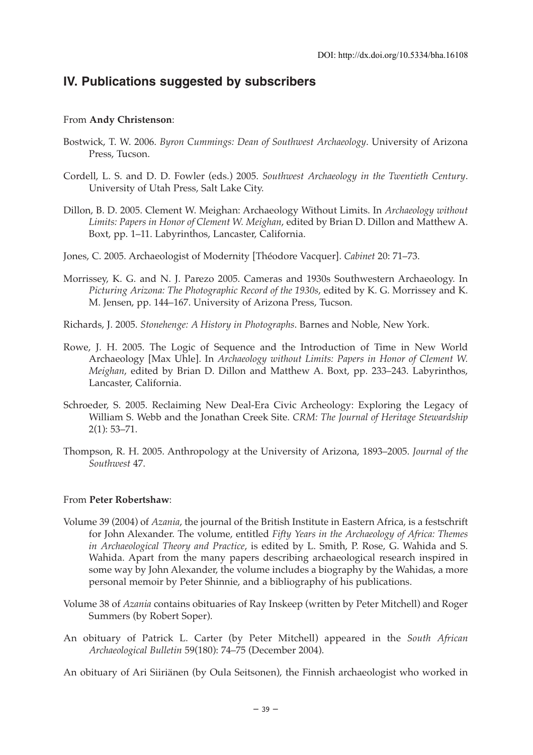DOI: http://dx.doi.org/10.5334/bha.16108

## IV. Publications suggested by subscribers

From **Andy Christenson**:

Bostwick, T. W. 2006. *Byron Cummings: Dean of Southwest Archaeology*. University of Arizona Press, Tucson.

Cordell, L. S. and D. D. Fowler (eds.) 2005. *Southwest Archaeology in the Twentieth Century*. University of Utah Press, Salt Lake City.

Dillon, B. D. 2005. Clement W. Meighan: Archaeology Without Limits. In *Archaeology without Limits: Papers in Honor of Clement W. Meighan*, edited by Brian D. Dillon and Matthew A. Boxt, pp. 1–11. Labyrinthos, Lancaster, California.

Jones, C. 2005. Archaeologist of Modernity [Théodore Vacquer]. *Cabinet* 20: 71–73.

Morrissey, K. G. and N. J. Parezo 2005. Cameras and 1930s Southwestern Archaeology. In *Picturing Arizona: The Photographic Record of the 1930s*, edited by K. G. Morrissey and K. M. Jensen, pp. 144–167. University of Arizona Press, Tucson.

Richards, J. 2005. *Stonehenge: A History in Photographs*. Barnes and Noble, New York.

Rowe, J. H. 2005. The Logic of Sequence and the Introduction of Time in New World Archaeology [Max Uhle]. In *Archaeology without Limits: Papers in Honor of Clement W. Meighan*, edited by Brian D. Dillon and Matthew A. Boxt, pp. 233–243. Labyrinthos, Lancaster, California.

Schroeder, S. 2005. Reclaiming New Deal-Era Civic Archeology: Exploring the Legacy of William S. Webb and the Jonathan Creek Site. *CRM: The Journal of Heritage Stewardship* 2(1): 53–71.

Thompson, R. H. 2005. Anthropology at the University of Arizona, 1893–2005. *Journal of the Southwest* 47.

From **Peter Robertshaw**:

Volume 39 (2004) of *Azania*, the journal of the British Institute in Eastern Africa, is a festschrift for John Alexander. The volume, entitled *Fifty Years in the Archaeology of Africa: Themes in Archaeological Theory and Practice*, is edited by L. Smith, P. Rose, G. Wahida and S. Wahida. Apart from the many papers describing archaeological research inspired in some way by John Alexander, the volume includes a biography by the Wahidas, a more personal memoir by Peter Shinnie, and a bibliography of his publications.

Volume 38 of *Azania* contains obituaries of Ray Inskeep (written by Peter Mitchell) and Roger Summers (by Robert Soper).

An obituary of Patrick L. Carter (by Peter Mitchell) appeared in the *South African Archaeological Bulletin* 59(180): 74–75 (December 2004).

An obituary of Ari Siiriänen (by Oula Seitsonen), the Finnish archaeologist who worked in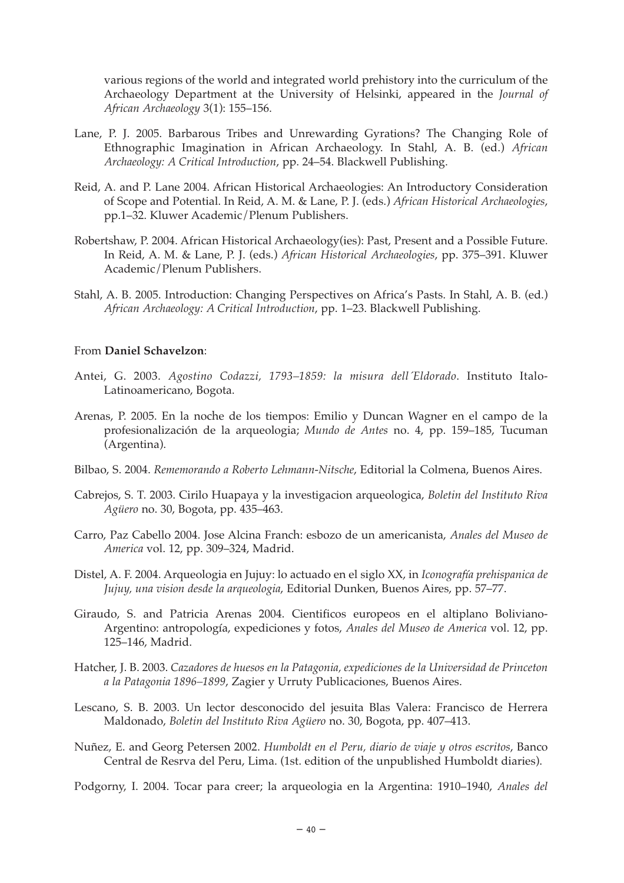various regions of the world and integrated world prehistory into the curriculum of the Archaeology Department at the University of Helsinki, appeared in the *Journal of African Archaeology* 3(1): 155–156.

Lane, P. J. 2005. Barbarous Tribes and Unrewarding Gyrations? The Changing Role of Ethnographic Imagination in African Archaeology. In Stahl, A. B. (ed.) *African Archaeology: A Critical Introduction*, pp. 24–54. Blackwell Publishing.

Reid, A. and P. Lane 2004. African Historical Archaeologies: An Introductory Consideration of Scope and Potential. In Reid, A. M. & Lane, P. J. (eds.) *African Historical Archaeologies*, pp.1–32. Kluwer Academic/Plenum Publishers.

Robertshaw, P. 2004. African Historical Archaeology(ies): Past, Present and a Possible Future. In Reid, A. M. & Lane, P. J. (eds.) *African Historical Archaeologies*, pp. 375–391. Kluwer Academic/Plenum Publishers.

Stahl, A. B. 2005. Introduction: Changing Perspectives on Africa's Pasts. In Stahl, A. B. (ed.) *African Archaeology: A Critical Introduction*, pp. 1–23. Blackwell Publishing.

From **Daniel Schavelzon**:

Antei, G. 2003. *Agostino Codazzi, 1793–1859: la misura dell´Eldorado*. Instituto Italo-Latinoamericano, Bogota.

Arenas, P. 2005. En la noche de los tiempos: Emilio y Duncan Wagner en el campo de la profesionalización de la arqueologia; *Mundo de Antes* no. 4, pp. 159–185, Tucuman (Argentina).

Bilbao, S. 2004. *Rememorando a Roberto Lehmann-Nitsche*, Editorial la Colmena, Buenos Aires.

Cabrejos, S. T. 2003. Cirilo Huapaya y la investigacion arqueologica, *Boletin del Instituto Riva Agüero* no. 30, Bogota, pp. 435–463.

Carro, Paz Cabello 2004. Jose Alcina Franch: esbozo de un americanista, *Anales del Museo de America* vol. 12, pp. 309–324, Madrid.

Distel, A. F. 2004. Arqueologia en Jujuy: lo actuado en el siglo XX, in *Iconografía prehispanica de Jujuy, una vision desde la arqueologia*, Editorial Dunken, Buenos Aires, pp. 57–77.

Giraudo, S. and Patricia Arenas 2004. Cientificos europeos en el altiplano Boliviano-Argentino: antropología, expediciones y fotos, *Anales del Museo de America* vol. 12, pp. 125–146, Madrid.

Hatcher, J. B. 2003. *Cazadores de huesos en la Patagonia, expediciones de la Universidad de Princeton a la Patagonia 1896–1899*, Zagier y Urruty Publicaciones, Buenos Aires.

Lescano, S. B. 2003. Un lector desconocido del jesuita Blas Valera: Francisco de Herrera Maldonado, *Boletin del Instituto Riva Agüero* no. 30, Bogota, pp. 407–413.

Nuñez, E. and Georg Petersen 2002. *Humboldt en el Peru, diario de viaje y otros escritos*, Banco Central de Resrva del Peru, Lima. (1st. edition of the unpublished Humboldt diaries).

Podgorny, I. 2004. Tocar para creer; la arqueologia en la Argentina: 1910–1940, *Anales del*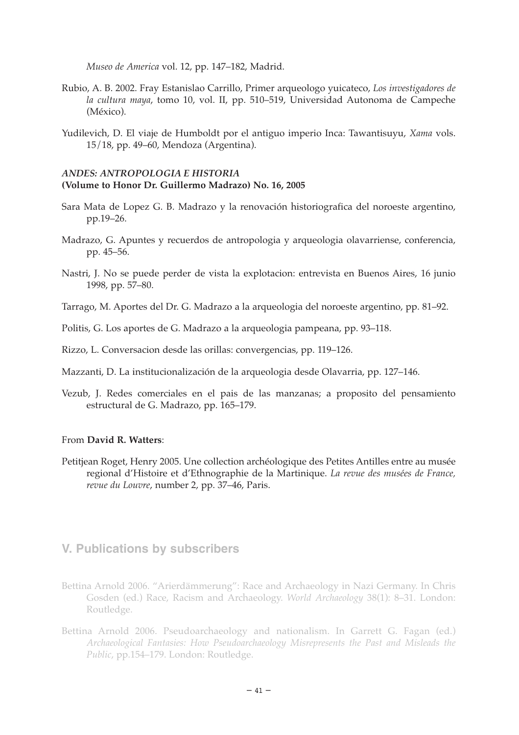*Museo de America* vol. 12, pp. 147–182, Madrid.

Rubio, A. B. 2002. Fray Estanislao Carrillo, Primer arqueologo yuicateco, *Los investigadores de la cultura maya*, tomo 10, vol. II, pp. 510–519, Universidad Autonoma de Campeche (México).

Yudilevich, D. El viaje de Humboldt por el antiguo imperio Inca: Tawantisuyu, *Xama* vols. 15/18, pp. 49–60, Mendoza (Argentina).

***ANDES: ANTROPOLOGIA E HISTORIA***
**(Volume to Honor Dr. Guillermo Madrazo) No. 16, 2005**

Sara Mata de Lopez G. B. Madrazo y la renovación historiografica del noroeste argentino, pp.19–26.

Madrazo, G. Apuntes y recuerdos de antropologia y arqueologia olavarriense, conferencia, pp. 45–56.

Nastri, J. No se puede perder de vista la explotacion: entrevista en Buenos Aires, 16 junio 1998, pp. 57–80.

Tarrago, M. Aportes del Dr. G. Madrazo a la arqueologia del noroeste argentino, pp. 81–92.

Politis, G. Los aportes de G. Madrazo a la arqueologia pampeana, pp. 93–118.

Rizzo, L. Conversacion desde las orillas: convergencias, pp. 119–126.

Mazzanti, D. La institucionalización de la arqueologia desde Olavarria, pp. 127–146.

Vezub, J. Redes comerciales en el pais de las manzanas; a proposito del pensamiento estructural de G. Madrazo, pp. 165–179.

From **David R. Watters**:

Petitjean Roget, Henry 2005. Une collection archéologique des Petites Antilles entre au musée regional d'Histoire et d'Ethnographie de la Martinique. *La revue des musées de France, revue du Louvre*, number 2, pp. 37–46, Paris.

## V. Publications by subscribers

Bettina Arnold 2006. "Arierdämmerung": Race and Archaeology in Nazi Germany. In Chris Gosden (ed.) Race, Racism and Archaeology. *World Archaeology* 38(1): 8–31. London: Routledge.

Bettina Arnold 2006. Pseudoarchaeology and nationalism. In Garrett G. Fagan (ed.) *Archaeological Fantasies: How Pseudoarchaeology Misrepresents the Past and Misleads the Public*, pp.154–179. London: Routledge.